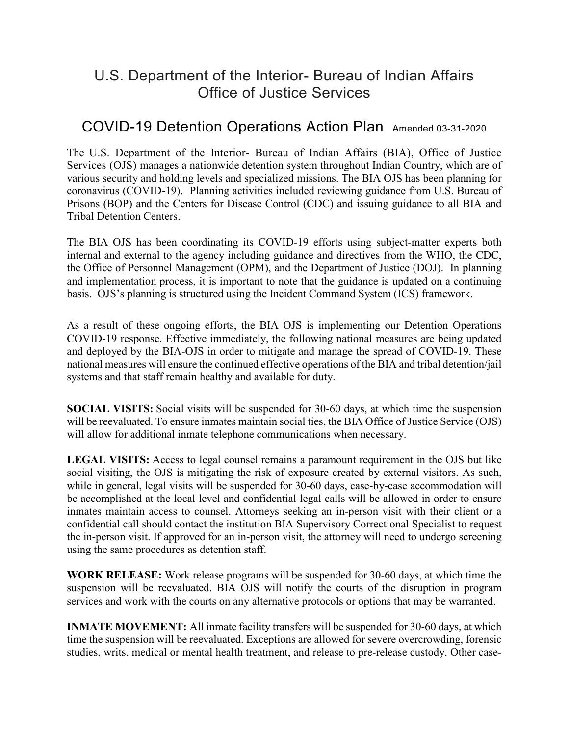# U.S. Department of the Interior- Bureau of Indian Affairs Office of Justice Services

## COVID-19 Detention Operations Action Plan Amended 03-31-2020

The U.S. Department of the Interior- Bureau of Indian Affairs (BIA), Office of Justice Services (OJS) manages a nationwide detention system throughout Indian Country, which are of various security and holding levels and specialized missions. The BIA OJS has been planning for coronavirus (COVID-19). Planning activities included reviewing guidance from U.S. Bureau of Prisons (BOP) and the Centers for Disease Control (CDC) and issuing guidance to all BIA and Tribal Detention Centers.

The BIA OJS has been coordinating its COVID-19 efforts using subject-matter experts both internal and external to the agency including guidance and directives from the WHO, the CDC, the Office of Personnel Management (OPM), and the Department of Justice (DOJ). In planning and implementation process, it is important to note that the guidance is updated on a continuing basis. OJS's planning is structured using the Incident Command System (ICS) framework.

As a result of these ongoing efforts, the BIA OJS is implementing our Detention Operations COVID-19 response. Effective immediately, the following national measures are being updated and deployed by the BIA-OJS in order to mitigate and manage the spread of COVID-19. These national measures will ensure the continued effective operations of the BIA and tribal detention/jail systems and that staff remain healthy and available for duty.

**SOCIAL VISITS:** Social visits will be suspended for 30-60 days, at which time the suspension will be reevaluated. To ensure inmates maintain social ties, the BIA Office of Justice Service (OJS) will allow for additional inmate telephone communications when necessary.

**LEGAL VISITS:** Access to legal counsel remains a paramount requirement in the OJS but like social visiting, the OJS is mitigating the risk of exposure created by external visitors. As such, while in general, legal visits will be suspended for 30-60 days, case-by-case accommodation will be accomplished at the local level and confidential legal calls will be allowed in order to ensure inmates maintain access to counsel. Attorneys seeking an in-person visit with their client or a confidential call should contact the institution BIA Supervisory Correctional Specialist to request the in-person visit. If approved for an in-person visit, the attorney will need to undergo screening using the same procedures as detention staff.

**WORK RELEASE:** Work release programs will be suspended for 30-60 days, at which time the suspension will be reevaluated. BIA OJS will notify the courts of the disruption in program services and work with the courts on any alternative protocols or options that may be warranted.

**INMATE MOVEMENT:** All inmate facility transfers will be suspended for 30-60 days, at which time the suspension will be reevaluated. Exceptions are allowed for severe overcrowding, forensic studies, writs, medical or mental health treatment, and release to pre-release custody. Other case-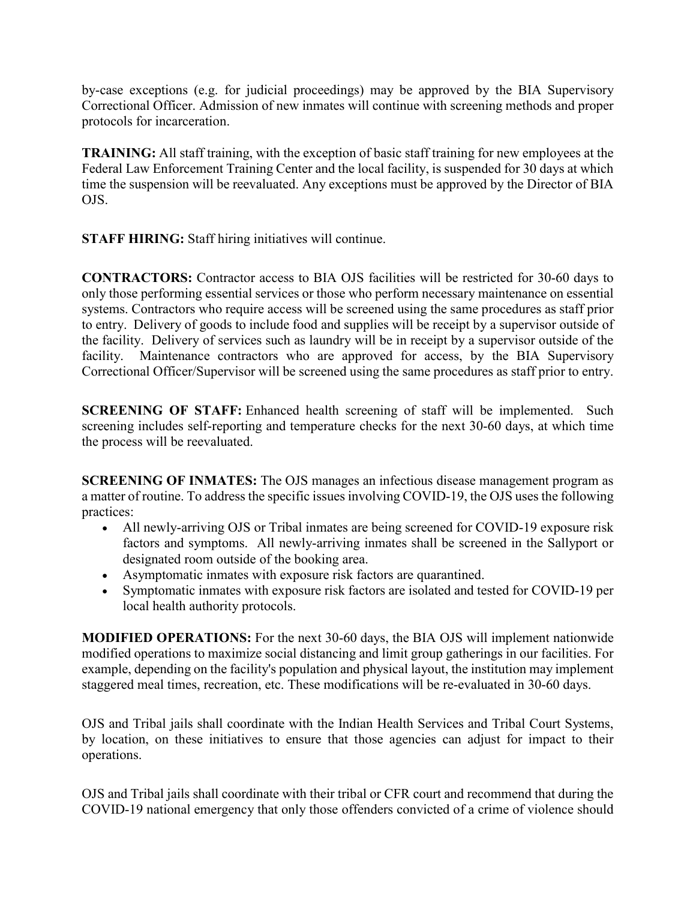by-case exceptions (e.g. for judicial proceedings) may be approved by the BIA Supervisory Correctional Officer. Admission of new inmates will continue with screening methods and proper protocols for incarceration.

**TRAINING:** All staff training, with the exception of basic staff training for new employees at the Federal Law Enforcement Training Center and the local facility, is suspended for 30 days at which time the suspension will be reevaluated. Any exceptions must be approved by the Director of BIA OJS.

**STAFF HIRING:** Staff hiring initiatives will continue.

**CONTRACTORS:** Contractor access to BIA OJS facilities will be restricted for 30-60 days to only those performing essential services or those who perform necessary maintenance on essential systems. Contractors who require access will be screened using the same procedures as staff prior to entry. Delivery of goods to include food and supplies will be receipt by a supervisor outside of the facility. Delivery of services such as laundry will be in receipt by a supervisor outside of the facility. Maintenance contractors who are approved for access, by the BIA Supervisory Correctional Officer/Supervisor will be screened using the same procedures as staff prior to entry.

**SCREENING OF STAFF:** Enhanced health screening of staff will be implemented. Such screening includes self-reporting and temperature checks for the next 30-60 days, at which time the process will be reevaluated.

**SCREENING OF INMATES:** The OJS manages an infectious disease management program as a matter of routine. To address the specific issues involving COVID-19, the OJS uses the following practices:

- All newly-arriving OJS or Tribal inmates are being screened for COVID-19 exposure risk factors and symptoms. All newly-arriving inmates shall be screened in the Sallyport or designated room outside of the booking area.
- Asymptomatic inmates with exposure risk factors are quarantined.
- Symptomatic inmates with exposure risk factors are isolated and tested for COVID-19 per local health authority protocols.

**MODIFIED OPERATIONS:** For the next 30-60 days, the BIA OJS will implement nationwide modified operations to maximize social distancing and limit group gatherings in our facilities. For example, depending on the facility's population and physical layout, the institution may implement staggered meal times, recreation, etc. These modifications will be re-evaluated in 30-60 days.

OJS and Tribal jails shall coordinate with the Indian Health Services and Tribal Court Systems, by location, on these initiatives to ensure that those agencies can adjust for impact to their operations.

OJS and Tribal jails shall coordinate with their tribal or CFR court and recommend that during the COVID-19 national emergency that only those offenders convicted of a crime of violence should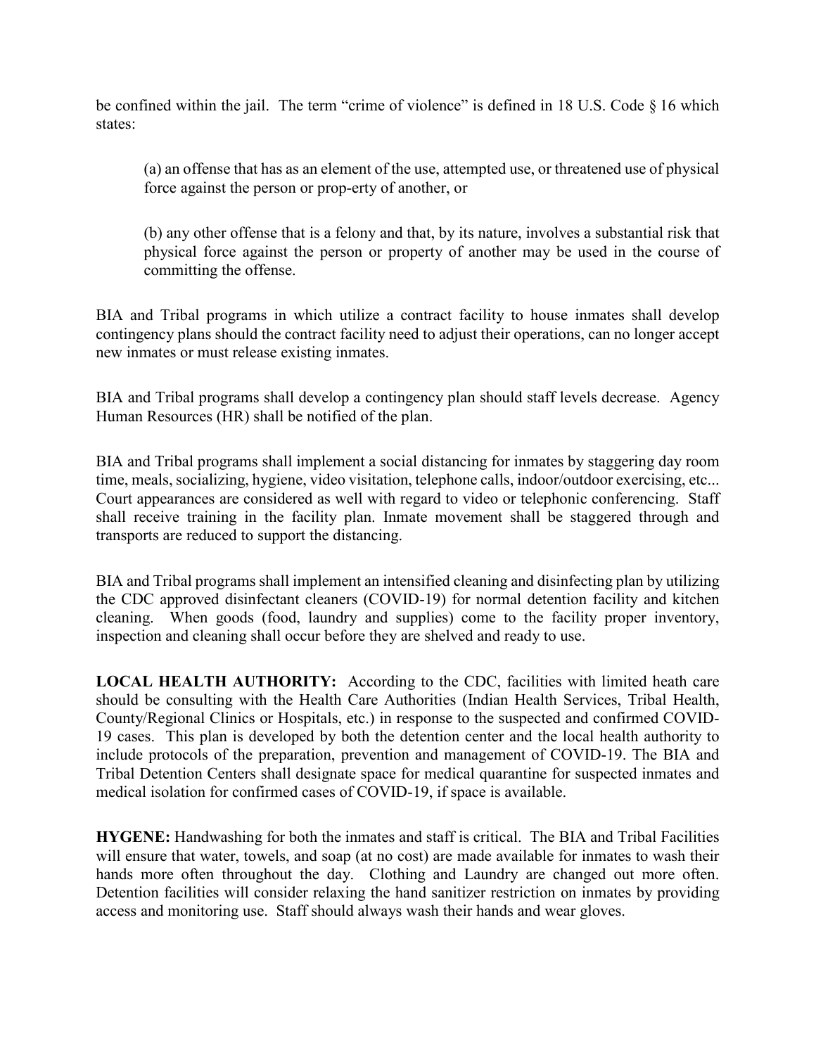be confined within the jail. The term "crime of violence" is defined in 18 U.S. Code § 16 which states:

> (a) an offense that has as an element of the use, attempted use, or threatened use of physical force against the person or prop-erty of another, or
>
> (b) any other offense that is a felony and that, by its nature, involves a substantial risk that physical force against the person or property of another may be used in the course of committing the offense.

BIA and Tribal programs in which utilize a contract facility to house inmates shall develop contingency plans should the contract facility need to adjust their operations, can no longer accept new inmates or must release existing inmates.

BIA and Tribal programs shall develop a contingency plan should staff levels decrease. Agency Human Resources (HR) shall be notified of the plan.

BIA and Tribal programs shall implement a social distancing for inmates by staggering day room time, meals, socializing, hygiene, video visitation, telephone calls, indoor/outdoor exercising, etc... Court appearances are considered as well with regard to video or telephonic conferencing. Staff shall receive training in the facility plan. Inmate movement shall be staggered through and transports are reduced to support the distancing.

BIA and Tribal programs shall implement an intensified cleaning and disinfecting plan by utilizing the CDC approved disinfectant cleaners (COVID-19) for normal detention facility and kitchen cleaning. When goods (food, laundry and supplies) come to the facility proper inventory, inspection and cleaning shall occur before they are shelved and ready to use.

**LOCAL HEALTH AUTHORITY:** According to the CDC, facilities with limited heath care should be consulting with the Health Care Authorities (Indian Health Services, Tribal Health, County/Regional Clinics or Hospitals, etc.) in response to the suspected and confirmed COVID-19 cases. This plan is developed by both the detention center and the local health authority to include protocols of the preparation, prevention and management of COVID-19. The BIA and Tribal Detention Centers shall designate space for medical quarantine for suspected inmates and medical isolation for confirmed cases of COVID-19, if space is available.

**HYGENE:** Handwashing for both the inmates and staff is critical. The BIA and Tribal Facilities will ensure that water, towels, and soap (at no cost) are made available for inmates to wash their hands more often throughout the day. Clothing and Laundry are changed out more often. Detention facilities will consider relaxing the hand sanitizer restriction on inmates by providing access and monitoring use. Staff should always wash their hands and wear gloves.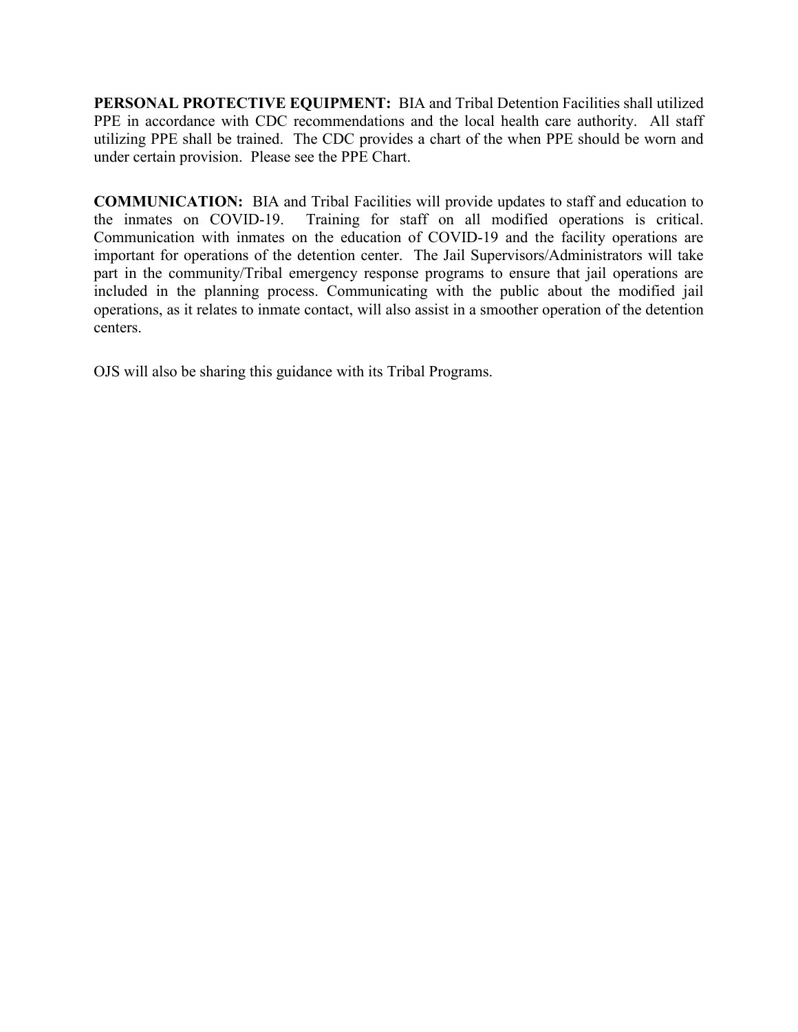**PERSONAL PROTECTIVE EQUIPMENT:** BIA and Tribal Detention Facilities shall utilized PPE in accordance with CDC recommendations and the local health care authority. All staff utilizing PPE shall be trained. The CDC provides a chart of the when PPE should be worn and under certain provision. Please see the PPE Chart.

**COMMUNICATION:** BIA and Tribal Facilities will provide updates to staff and education to the inmates on COVID-19. Training for staff on all modified operations is critical. Communication with inmates on the education of COVID-19 and the facility operations are important for operations of the detention center. The Jail Supervisors/Administrators will take part in the community/Tribal emergency response programs to ensure that jail operations are included in the planning process. Communicating with the public about the modified jail operations, as it relates to inmate contact, will also assist in a smoother operation of the detention centers.

OJS will also be sharing this guidance with its Tribal Programs.